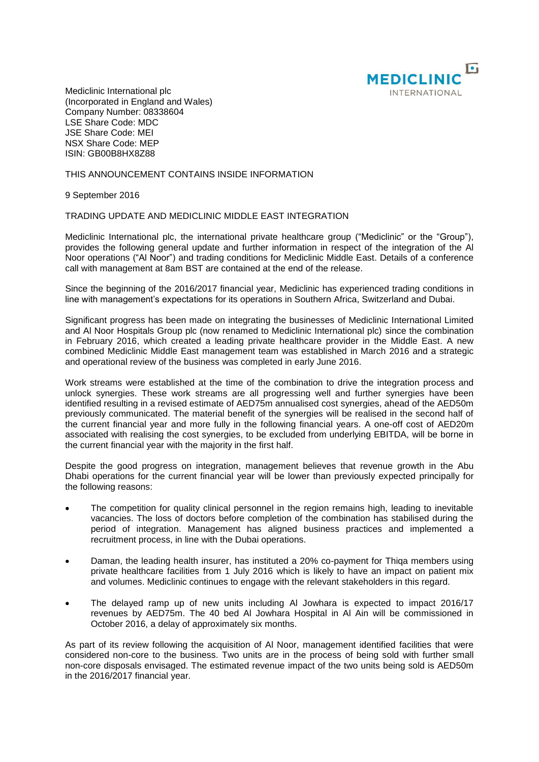Mediclinic International plc
(Incorporated in England and Wales)
Company Number: 08338604
LSE Share Code: MDC
JSE Share Code: MEI
NSX Share Code: MEP
ISIN: GB00B8HX8Z88

THIS ANNOUNCEMENT CONTAINS INSIDE INFORMATION

9 September 2016

TRADING UPDATE AND MEDICLINIC MIDDLE EAST INTEGRATION

Mediclinic International plc, the international private healthcare group ("Mediclinic" or the "Group"), provides the following general update and further information in respect of the integration of the Al Noor operations ("Al Noor") and trading conditions for Mediclinic Middle East. Details of a conference call with management at 8am BST are contained at the end of the release.

Since the beginning of the 2016/2017 financial year, Mediclinic has experienced trading conditions in line with management's expectations for its operations in Southern Africa, Switzerland and Dubai.

Significant progress has been made on integrating the businesses of Mediclinic International Limited and Al Noor Hospitals Group plc (now renamed to Mediclinic International plc) since the combination in February 2016, which created a leading private healthcare provider in the Middle East. A new combined Mediclinic Middle East management team was established in March 2016 and a strategic and operational review of the business was completed in early June 2016.

Work streams were established at the time of the combination to drive the integration process and unlock synergies. These work streams are all progressing well and further synergies have been identified resulting in a revised estimate of AED75m annualised cost synergies, ahead of the AED50m previously communicated. The material benefit of the synergies will be realised in the second half of the current financial year and more fully in the following financial years. A one-off cost of AED20m associated with realising the cost synergies, to be excluded from underlying EBITDA, will be borne in the current financial year with the majority in the first half.

Despite the good progress on integration, management believes that revenue growth in the Abu Dhabi operations for the current financial year will be lower than previously expected principally for the following reasons:

- The competition for quality clinical personnel in the region remains high, leading to inevitable vacancies. The loss of doctors before completion of the combination has stabilised during the period of integration. Management has aligned business practices and implemented a recruitment process, in line with the Dubai operations.
- Daman, the leading health insurer, has instituted a 20% co-payment for Thiqa members using private healthcare facilities from 1 July 2016 which is likely to have an impact on patient mix and volumes. Mediclinic continues to engage with the relevant stakeholders in this regard.
- The delayed ramp up of new units including Al Jowhara is expected to impact 2016/17 revenues by AED75m. The 40 bed Al Jowhara Hospital in Al Ain will be commissioned in October 2016, a delay of approximately six months.

As part of its review following the acquisition of Al Noor, management identified facilities that were considered non-core to the business. Two units are in the process of being sold with further small non-core disposals envisaged. The estimated revenue impact of the two units being sold is AED50m in the 2016/2017 financial year.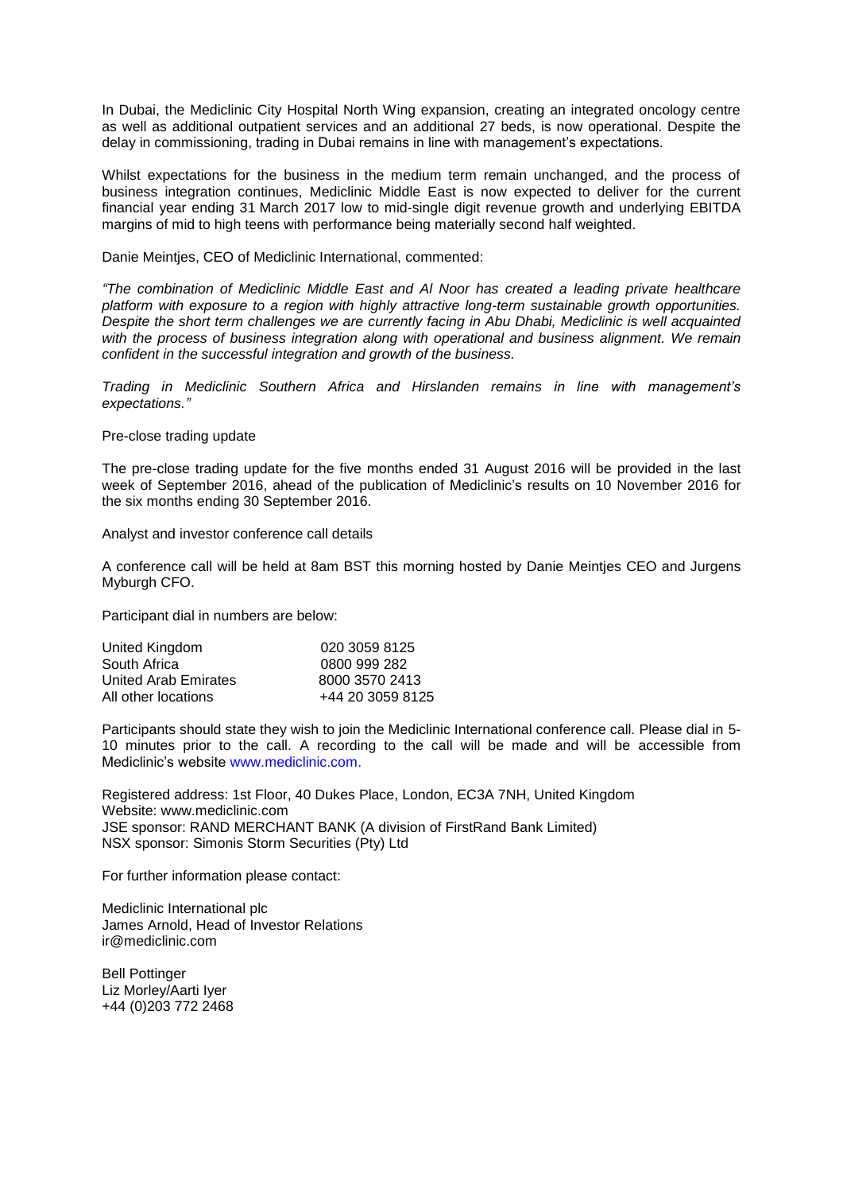In Dubai, the Mediclinic City Hospital North Wing expansion, creating an integrated oncology centre as well as additional outpatient services and an additional 27 beds, is now operational. Despite the delay in commissioning, trading in Dubai remains in line with management's expectations.

Whilst expectations for the business in the medium term remain unchanged, and the process of business integration continues, Mediclinic Middle East is now expected to deliver for the current financial year ending 31 March 2017 low to mid-single digit revenue growth and underlying EBITDA margins of mid to high teens with performance being materially second half weighted.

Danie Meintjes, CEO of Mediclinic International, commented:

*"The combination of Mediclinic Middle East and Al Noor has created a leading private healthcare platform with exposure to a region with highly attractive long-term sustainable growth opportunities. Despite the short term challenges we are currently facing in Abu Dhabi, Mediclinic is well acquainted with the process of business integration along with operational and business alignment. We remain confident in the successful integration and growth of the business.*

*Trading in Mediclinic Southern Africa and Hirslanden remains in line with management's expectations."*

Pre-close trading update

The pre-close trading update for the five months ended 31 August 2016 will be provided in the last week of September 2016, ahead of the publication of Mediclinic's results on 10 November 2016 for the six months ending 30 September 2016.

Analyst and investor conference call details

A conference call will be held at 8am BST this morning hosted by Danie Meintjes CEO and Jurgens Myburgh CFO.

Participant dial in numbers are below:

| | |
|---|---|
| United Kingdom | 020 3059 8125 |
| South Africa | 0800 999 282 |
| United Arab Emirates | 8000 3570 2413 |
| All other locations | +44 20 3059 8125 |

Participants should state they wish to join the Mediclinic International conference call. Please dial in 5-10 minutes prior to the call. A recording to the call will be made and will be accessible from Mediclinic's website www.mediclinic.com.

Registered address: 1st Floor, 40 Dukes Place, London, EC3A 7NH, United Kingdom
Website: www.mediclinic.com
JSE sponsor: RAND MERCHANT BANK (A division of FirstRand Bank Limited)
NSX sponsor: Simonis Storm Securities (Pty) Ltd

For further information please contact:

Mediclinic International plc
James Arnold, Head of Investor Relations
ir@mediclinic.com

Bell Pottinger
Liz Morley/Aarti Iyer
+44 (0)203 772 2468